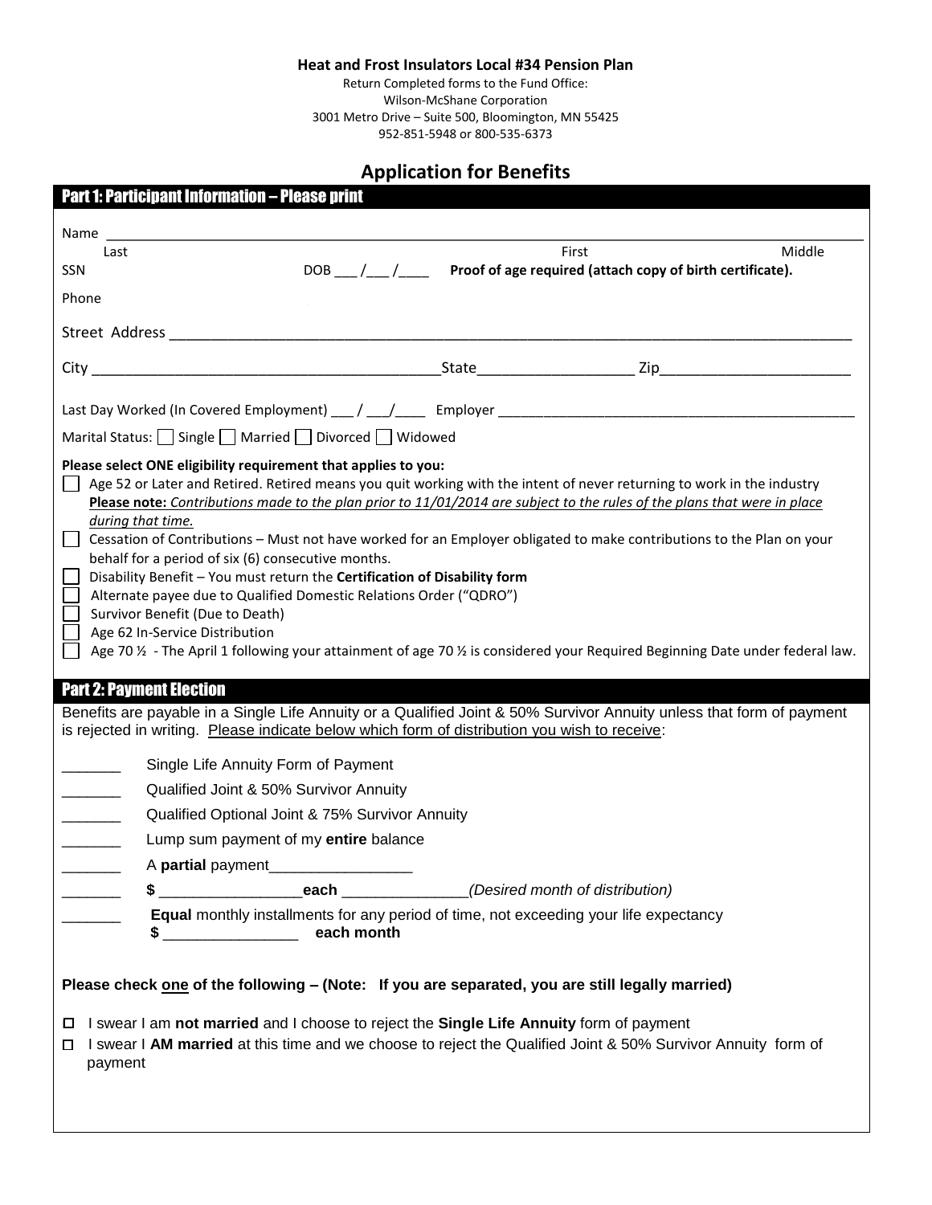**Heat and Frost Insulators Local #34 Pension Plan**

Return Completed forms to the Fund Office:
Wilson-McShane Corporation
3001 Metro Drive – Suite 500, Bloomington, MN 55425
952-851-5948 or 800-535-6373

# Application for Benefits

## Part 1: Participant Information – Please print

Name ______________________________________________________________________________

Last First Middle

SSN DOB ___ /___ /____ **Proof of age required (attach copy of birth certificate).**

Phone

Street Address ______________________________________________________________________

City ________________________________________State___________________ Zip_______________________

Last Day Worked (In Covered Employment) ___ / ___/____ Employer ______________________________________________

Marital Status: ☐ Single ☐ Married ☐ Divorced ☐ Widowed

**Please select ONE eligibility requirement that applies to you:**

☐ Age 52 or Later and Retired. Retired means you quit working with the intent of never returning to work in the industry
**Please note:** *Contributions made to the plan prior to 11/01/2014 are subject to the rules of the plans that were in place during that time.*

☐ Cessation of Contributions – Must not have worked for an Employer obligated to make contributions to the Plan on your behalf for a period of six (6) consecutive months.

☐ Disability Benefit – You must return the **Certification of Disability form**

☐ Alternate payee due to Qualified Domestic Relations Order ("QDRO")

☐ Survivor Benefit (Due to Death)

☐ Age 62 In-Service Distribution

☐ Age 70 ½ - The April 1 following your attainment of age 70 ½ is considered your Required Beginning Date under federal law.

## Part 2: Payment Election

Benefits are payable in a Single Life Annuity or a Qualified Joint & 50% Survivor Annuity unless that form of payment is rejected in writing. Please indicate below which form of distribution you wish to receive:

_______ Single Life Annuity Form of Payment

_______ Qualified Joint & 50% Survivor Annuity

_______ Qualified Optional Joint & 75% Survivor Annuity

_______ Lump sum payment of my **entire** balance

_______ A **partial** payment_________________

_______ **$** _________________**each** _______________*(Desired month of distribution)*

_______ **Equal** monthly installments for any period of time, not exceeding your life expectancy
**$** ________________ **each month**

**Please check one of the following – (Note: If you are separated, you are still legally married)**

☐ I swear I am **not married** and I choose to reject the **Single Life Annuity** form of payment

☐ I swear I **AM married** at this time and we choose to reject the Qualified Joint & 50% Survivor Annuity form of payment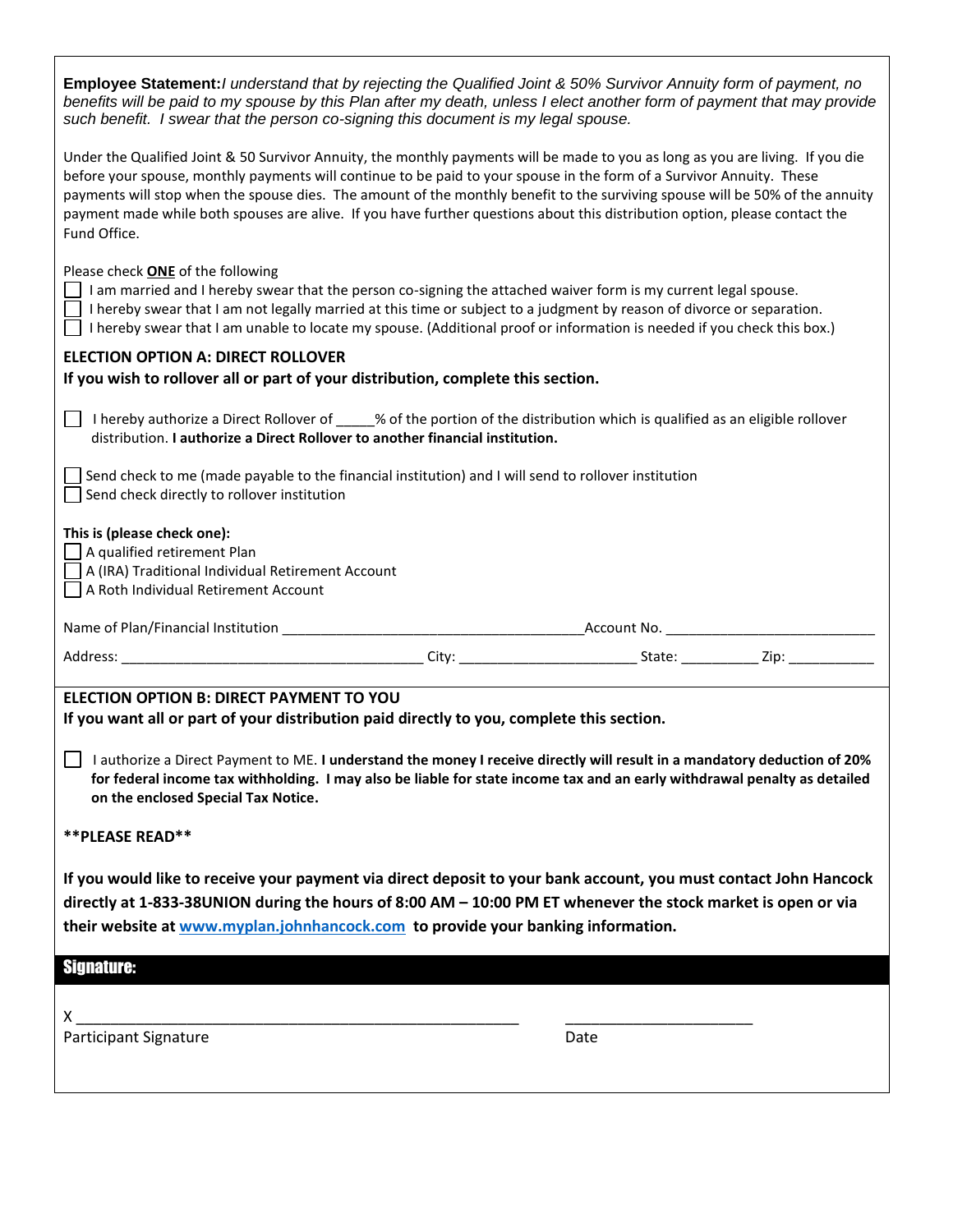**Employee Statement:** *I understand that by rejecting the Qualified Joint & 50% Survivor Annuity form of payment, no benefits will be paid to my spouse by this Plan after my death, unless I elect another form of payment that may provide such benefit. I swear that the person co-signing this document is my legal spouse.*

Under the Qualified Joint & 50 Survivor Annuity, the monthly payments will be made to you as long as you are living. If you die before your spouse, monthly payments will continue to be paid to your spouse in the form of a Survivor Annuity. These payments will stop when the spouse dies. The amount of the monthly benefit to the surviving spouse will be 50% of the annuity payment made while both spouses are alive. If you have further questions about this distribution option, please contact the Fund Office.

Please check **ONE** of the following

- ☐ I am married and I hereby swear that the person co-signing the attached waiver form is my current legal spouse.
- ☐ I hereby swear that I am not legally married at this time or subject to a judgment by reason of divorce or separation.
- ☐ I hereby swear that I am unable to locate my spouse. (Additional proof or information is needed if you check this box.)

**ELECTION OPTION A: DIRECT ROLLOVER**

**If you wish to rollover all or part of your distribution, complete this section.**

☐ I hereby authorize a Direct Rollover of _____% of the portion of the distribution which is qualified as an eligible rollover distribution. **I authorize a Direct Rollover to another financial institution.**

- ☐ Send check to me (made payable to the financial institution) and I will send to rollover institution
- ☐ Send check directly to rollover institution

**This is (please check one):**

- ☐ A qualified retirement Plan
- ☐ A (IRA) Traditional Individual Retirement Account
- ☐ A Roth Individual Retirement Account

Name of Plan/Financial Institution ______________________________________ Account No. ___________________________

Address: ________________________________________ City: _______________________ State: __________ Zip: ___________

**ELECTION OPTION B: DIRECT PAYMENT TO YOU**

**If you want all or part of your distribution paid directly to you, complete this section.**

☐ I authorize a Direct Payment to ME. **I understand the money I receive directly will result in a mandatory deduction of 20% for federal income tax withholding. I may also be liable for state income tax and an early withdrawal penalty as detailed on the enclosed Special Tax Notice.**

****PLEASE READ****

**If you would like to receive your payment via direct deposit to your bank account, you must contact John Hancock directly at 1-833-38UNION during the hours of 8:00 AM – 10:00 PM ET whenever the stock market is open or via their website at www.myplan.johnhancock.com to provide your banking information.**

## Signature:

X _______________________________________________________ _______________________

Participant Signature Date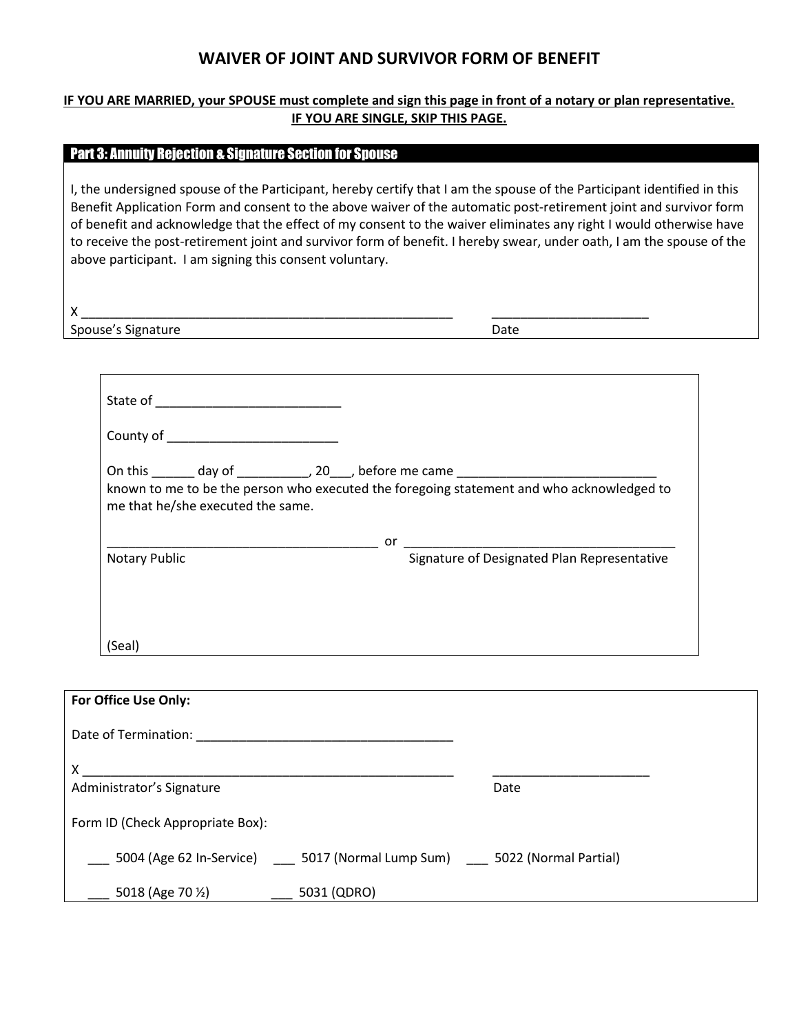# WAIVER OF JOINT AND SURVIVOR FORM OF BENEFIT

**IF YOU ARE MARRIED, your SPOUSE must complete and sign this page in front of a notary or plan representative.**
**IF YOU ARE SINGLE, SKIP THIS PAGE.**

## Part 3: Annuity Rejection & Signature Section for Spouse

I, the undersigned spouse of the Participant, hereby certify that I am the spouse of the Participant identified in this Benefit Application Form and consent to the above waiver of the automatic post-retirement joint and survivor form of benefit and acknowledge that the effect of my consent to the waiver eliminates any right I would otherwise have to receive the post-retirement joint and survivor form of benefit. I hereby swear, under oath, I am the spouse of the above participant. I am signing this consent voluntary.

X ______________________________________________________ ______________________
Spouse's Signature Date

State of __________________________

County of ________________________

On this ______ day of __________, 20___, before me came ____________________________ known to me to be the person who executed the foregoing statement and who acknowledged to me that he/she executed the same.

_______________________________________ or _______________________________________
Notary Public Signature of Designated Plan Representative

(Seal)

**For Office Use Only:**

Date of Termination: ____________________________________

X ______________________________________________________ ______________________
Administrator's Signature Date

Form ID (Check Appropriate Box):

___ 5004 (Age 62 In-Service) ___ 5017 (Normal Lump Sum) ___ 5022 (Normal Partial)

___ 5018 (Age 70 ½) ___ 5031 (QDRO)